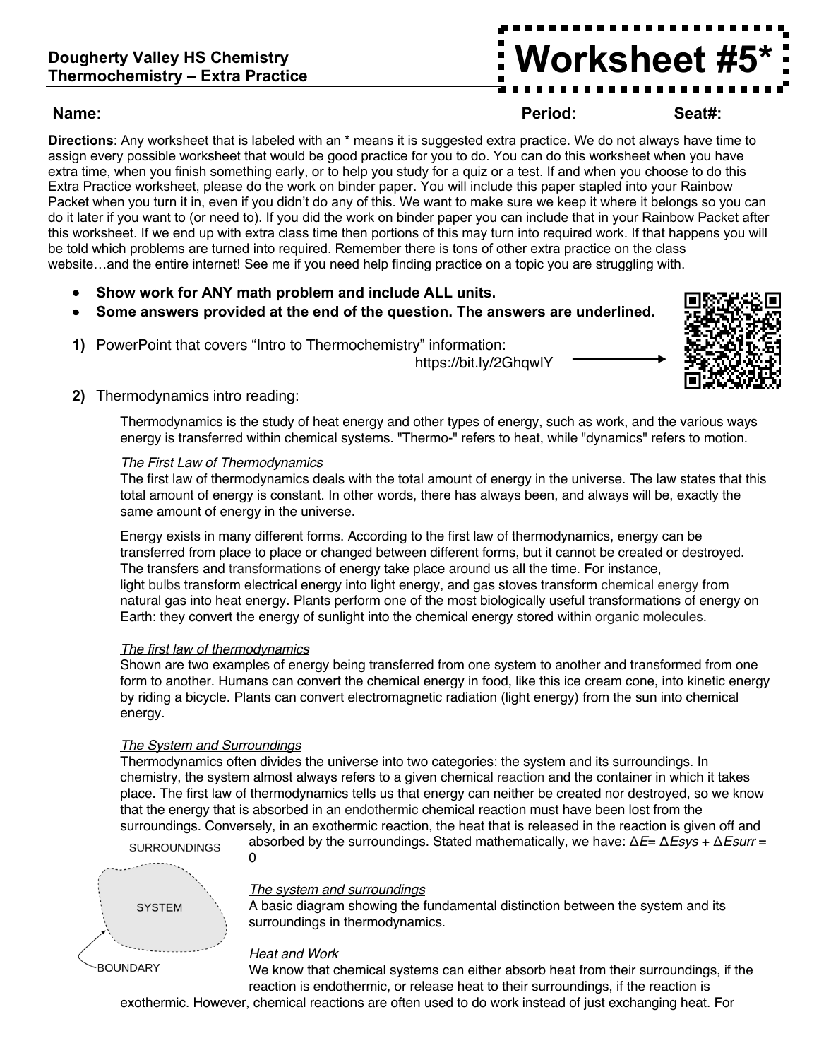**Dougherty Valley HS Chemistry**
**Thermochemistry – Extra Practice**

# Worksheet #5*

**Name:** **Period:** **Seat#:**

**Directions**: Any worksheet that is labeled with an * means it is suggested extra practice. We do not always have time to assign every possible worksheet that would be good practice for you to do. You can do this worksheet when you have extra time, when you finish something early, or to help you study for a quiz or a test. If and when you choose to do this Extra Practice worksheet, please do the work on binder paper. You will include this paper stapled into your Rainbow Packet when you turn it in, even if you didn't do any of this. We want to make sure we keep it where it belongs so you can do it later if you want to (or need to). If you did the work on binder paper you can include that in your Rainbow Packet after this worksheet. If we end up with extra class time then portions of this may turn into required work. If that happens you will be told which problems are turned into required. Remember there is tons of other extra practice on the class website…and the entire internet! See me if you need help finding practice on a topic you are struggling with.

- **Show work for ANY math problem and include ALL units.**
- **Some answers provided at the end of the question. The answers are underlined.**

**1)** PowerPoint that covers "Intro to Thermochemistry" information: https://bit.ly/2GhqwlY

**2)** Thermodynamics intro reading:

Thermodynamics is the study of heat energy and other types of energy, such as work, and the various ways energy is transferred within chemical systems. "Thermo-" refers to heat, while "dynamics" refers to motion.

*The First Law of Thermodynamics*
The first law of thermodynamics deals with the total amount of energy in the universe. The law states that this total amount of energy is constant. In other words, there has always been, and always will be, exactly the same amount of energy in the universe.

Energy exists in many different forms. According to the first law of thermodynamics, energy can be transferred from place to place or changed between different forms, but it cannot be created or destroyed. The transfers and transformations of energy take place around us all the time. For instance, light bulbs transform electrical energy into light energy, and gas stoves transform chemical energy from natural gas into heat energy. Plants perform one of the most biologically useful transformations of energy on Earth: they convert the energy of sunlight into the chemical energy stored within organic molecules.

*The first law of thermodynamics*
Shown are two examples of energy being transferred from one system to another and transformed from one form to another. Humans can convert the chemical energy in food, like this ice cream cone, into kinetic energy by riding a bicycle. Plants can convert electromagnetic radiation (light energy) from the sun into chemical energy.

*The System and Surroundings*
Thermodynamics often divides the universe into two categories: the system and its surroundings. In chemistry, the system almost always refers to a given chemical reaction and the container in which it takes place. The first law of thermodynamics tells us that energy can neither be created nor destroyed, so we know that the energy that is absorbed in an endothermic chemical reaction must have been lost from the surroundings. Conversely, in an exothermic reaction, the heat that is released in the reaction is given off and absorbed by the surroundings. Stated mathematically, we have: $\Delta E = \Delta E_{sys} + \Delta E_{surr} = 0$

SURROUNDINGS / SYSTEM / BOUNDARY

*The system and surroundings*
A basic diagram showing the fundamental distinction between the system and its surroundings in thermodynamics.

*Heat and Work*
We know that chemical systems can either absorb heat from their surroundings, if the reaction is endothermic, or release heat to their surroundings, if the reaction is exothermic. However, chemical reactions are often used to do work instead of just exchanging heat. For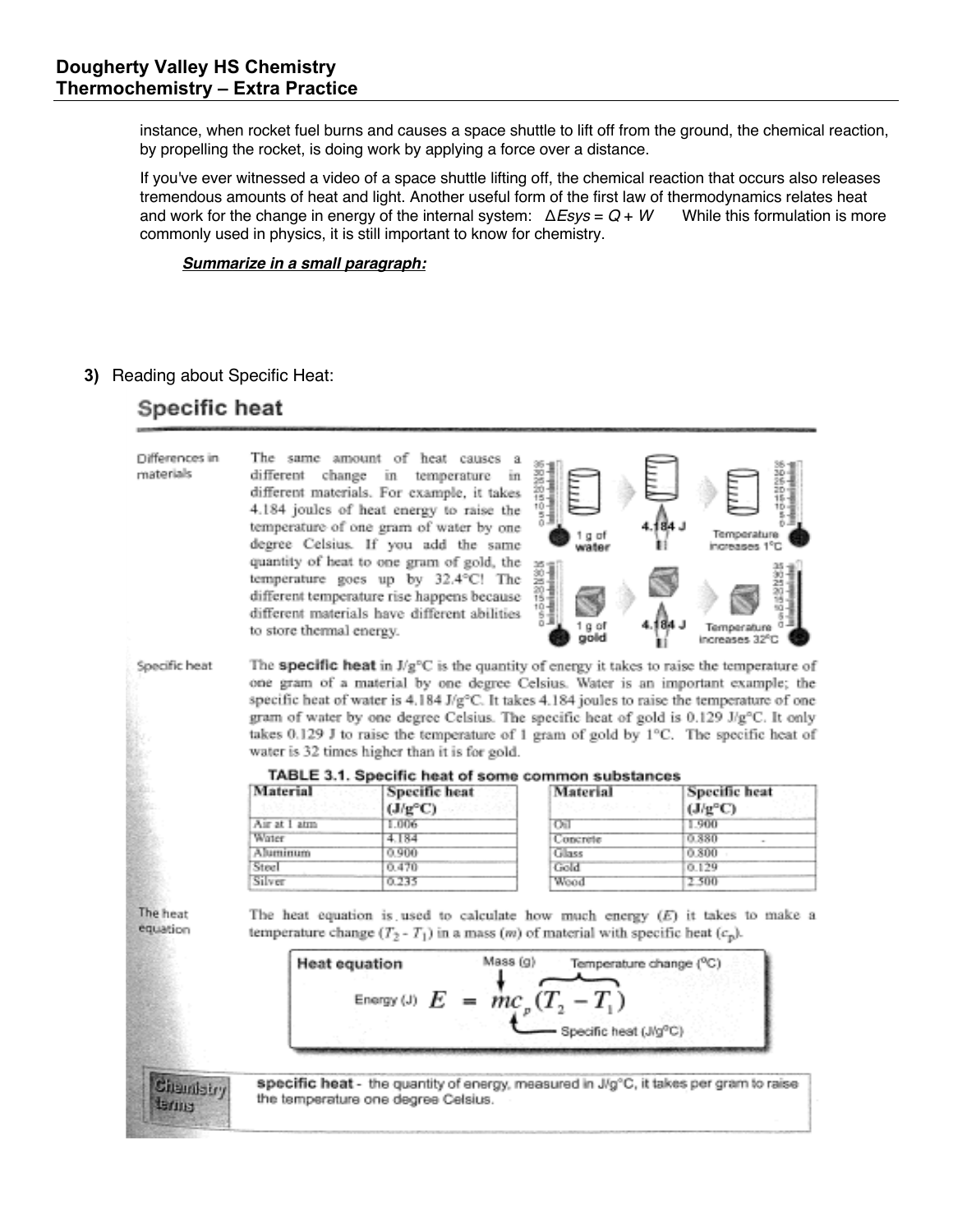instance, when rocket fuel burns and causes a space shuttle to lift off from the ground, the chemical reaction, by propelling the rocket, is doing work by applying a force over a distance.

If you've ever witnessed a video of a space shuttle lifting off, the chemical reaction that occurs also releases tremendous amounts of heat and light. Another useful form of the first law of thermodynamics relates heat and work for the change in energy of the internal system: $\Delta E_{sys} = Q + W$ While this formulation is more commonly used in physics, it is still important to know for chemistry.

***Summarize in a small paragraph:***

**3)** Reading about Specific Heat:

## Specific heat

**Differences in materials**

The same amount of heat causes a different change in temperature in different materials. For example, it takes 4.184 joules of heat energy to raise the temperature of one gram of water by one degree Celsius. If you add the same quantity of heat to one gram of gold, the temperature goes up by 32.4°C! The different temperature rise happens because different materials have different abilities to store thermal energy.

1 g of water — 4.184 J — Temperature increases 1°C

1 g of gold — 4.184 J — Temperature increases 32°C

**Specific heat**

The **specific heat** in J/g°C is the quantity of energy it takes to raise the temperature of one gram of a material by one degree Celsius. Water is an important example; the specific heat of water is 4.184 J/g°C. It takes 4.184 joules to raise the temperature of one gram of water by one degree Celsius. The specific heat of gold is 0.129 J/g°C. It only takes 0.129 J to raise the temperature of 1 gram of gold by 1°C. The specific heat of water is 32 times higher than it is for gold.

**TABLE 3.1. Specific heat of some common substances**

| Material | Specific heat (J/g°C) | Material | Specific heat (J/g°C) |
|---|---|---|---|
| Air at 1 atm | 1.006 | Oil | 1.900 |
| Water | 4.184 | Concrete | 0.880 |
| Aluminum | 0.900 | Glass | 0.800 |
| Steel | 0.470 | Gold | 0.129 |
| Silver | 0.235 | Wood | 2.500 |

**The heat equation**

The heat equation is used to calculate how much energy ($E$) it takes to make a temperature change ($T_2 - T_1$) in a mass ($m$) of material with specific heat ($c_p$).

**Heat equation**

$$E = mc_p(T_2 - T_1)$$

Energy (J): $E$; Mass (g): $m$; Temperature change (°C): $(T_2 - T_1)$; Specific heat (J/g°C): $c_p$

**Chemistry terms**

**specific heat** - the quantity of energy, measured in J/g°C, it takes per gram to raise the temperature one degree Celsius.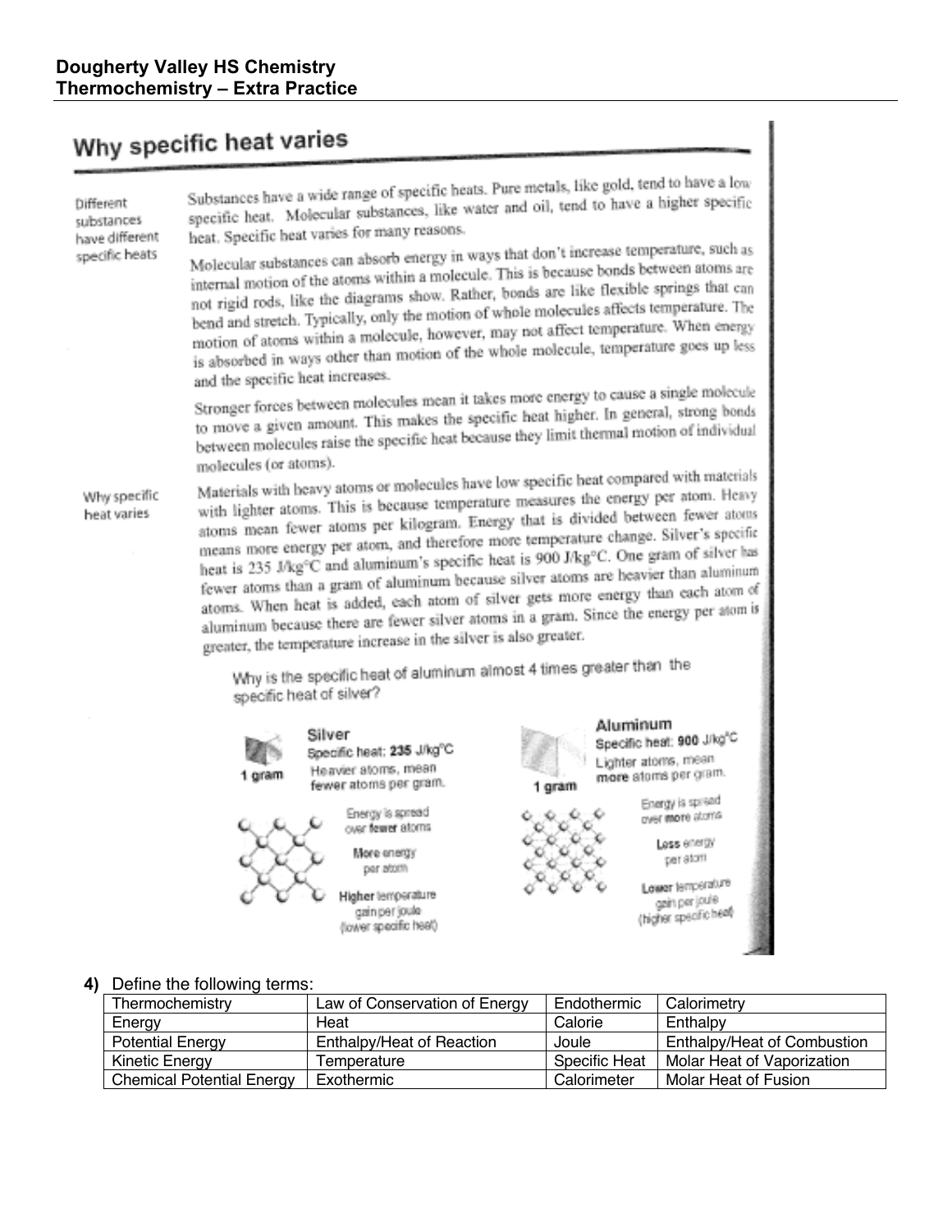# Why specific heat varies

**Different substances have different specific heats**

Substances have a wide range of specific heats. Pure metals, like gold, tend to have a low specific heat. Molecular substances, like water and oil, tend to have a higher specific heat. Specific heat varies for many reasons.

Molecular substances can absorb energy in ways that don't increase temperature, such as internal motion of the atoms within a molecule. This is because bonds between atoms are not rigid rods, like the diagrams show. Rather, bonds are like flexible springs that can bend and stretch. Typically, only the motion of whole molecules affects temperature. The motion of atoms within a molecule, however, may not affect temperature. When energy is absorbed in ways other than motion of the whole molecule, temperature goes up less and the specific heat increases.

Stronger forces between molecules mean it takes more energy to cause a single molecule to move a given amount. This makes the specific heat higher. In general, strong bonds between molecules raise the specific heat because they limit thermal motion of individual molecules (or atoms).

**Why specific heat varies**

Materials with heavy atoms or molecules have low specific heat compared with materials with lighter atoms. This is because temperature measures the energy per atom. Heavy atoms mean fewer atoms per kilogram. Energy that is divided between fewer atoms means more energy per atom, and therefore more temperature change. Silver's specific heat is 235 J/kg°C and aluminum's specific heat is 900 J/kg°C. One gram of silver has fewer atoms than a gram of aluminum because silver atoms are heavier than aluminum atoms. When heat is added, each atom of silver gets more energy than each atom of aluminum because there are fewer silver atoms in a gram. Since the energy per atom is greater, the temperature increase in the silver is also greater.

Why is the specific heat of aluminum almost 4 times greater than the specific heat of silver?

**Silver** (1 gram)
Specific heat: **235** J/kg°C
Heavier atoms, mean **fewer** atoms per gram.
Energy is spread over **fewer** atoms
**More** energy per atom
**Higher** temperature gain per joule (lower specific heat)

**Aluminum** (1 gram)
Specific heat: **900** J/kg°C
Lighter atoms, mean **more** atoms per gram.
Energy is spread over **more** atoms
**Less** energy per atom
**Lower** temperature gain per joule (higher specific heat)

**4)** Define the following terms:

| Thermochemistry | Law of Conservation of Energy | Endothermic | Calorimetry |
|---|---|---|---|
| Energy | Heat | Calorie | Enthalpy |
| Potential Energy | Enthalpy/Heat of Reaction | Joule | Enthalpy/Heat of Combustion |
| Kinetic Energy | Temperature | Specific Heat | Molar Heat of Vaporization |
| Chemical Potential Energy | Exothermic | Calorimeter | Molar Heat of Fusion |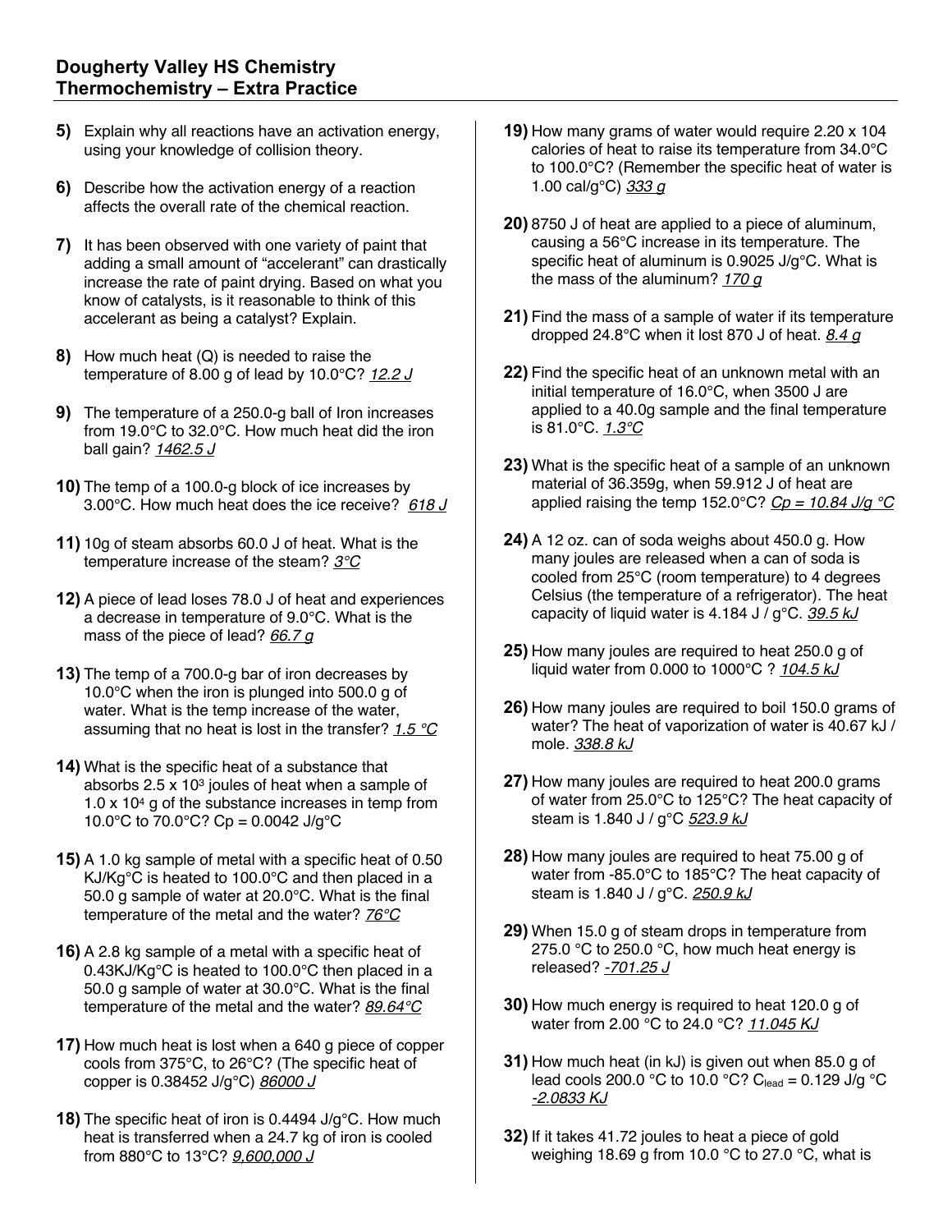# Dougherty Valley HS Chemistry
## Thermochemistry – Extra Practice

**5)** Explain why all reactions have an activation energy, using your knowledge of collision theory.

**6)** Describe how the activation energy of a reaction affects the overall rate of the chemical reaction.

**7)** It has been observed with one variety of paint that adding a small amount of "accelerant" can drastically increase the rate of paint drying. Based on what you know of catalysts, is it reasonable to think of this accelerant as being a catalyst? Explain.

**8)** How much heat (Q) is needed to raise the temperature of 8.00 g of lead by 10.0°C? *12.2 J*

**9)** The temperature of a 250.0-g ball of Iron increases from 19.0°C to 32.0°C. How much heat did the iron ball gain? *1462.5 J*

**10)** The temp of a 100.0-g block of ice increases by 3.00°C. How much heat does the ice receive? *618 J*

**11)** 10g of steam absorbs 60.0 J of heat. What is the temperature increase of the steam? *3°C*

**12)** A piece of lead loses 78.0 J of heat and experiences a decrease in temperature of 9.0°C. What is the mass of the piece of lead? *66.7 g*

**13)** The temp of a 700.0-g bar of iron decreases by 10.0°C when the iron is plunged into 500.0 g of water. What is the temp increase of the water, assuming that no heat is lost in the transfer? *1.5 °C*

**14)** What is the specific heat of a substance that absorbs $2.5 \times 10^3$ joules of heat when a sample of $1.0 \times 10^4$ g of the substance increases in temp from 10.0°C to 70.0°C? Cp = 0.0042 J/g°C

**15)** A 1.0 kg sample of metal with a specific heat of 0.50 KJ/Kg°C is heated to 100.0°C and then placed in a 50.0 g sample of water at 20.0°C. What is the final temperature of the metal and the water? *76°C*

**16)** A 2.8 kg sample of a metal with a specific heat of 0.43KJ/Kg°C is heated to 100.0°C then placed in a 50.0 g sample of water at 30.0°C. What is the final temperature of the metal and the water? *89.64°C*

**17)** How much heat is lost when a 640 g piece of copper cools from 375°C, to 26°C? (The specific heat of copper is 0.38452 J/g°C) *86000 J*

**18)** The specific heat of iron is 0.4494 J/g°C. How much heat is transferred when a 24.7 kg of iron is cooled from 880°C to 13°C? *9,600,000 J*

**19)** How many grams of water would require 2.20 x 104 calories of heat to raise its temperature from 34.0°C to 100.0°C? (Remember the specific heat of water is 1.00 cal/g°C) *333 g*

**20)** 8750 J of heat are applied to a piece of aluminum, causing a 56°C increase in its temperature. The specific heat of aluminum is 0.9025 J/g°C. What is the mass of the aluminum? *170 g*

**21)** Find the mass of a sample of water if its temperature dropped 24.8°C when it lost 870 J of heat. *8.4 g*

**22)** Find the specific heat of an unknown metal with an initial temperature of 16.0°C, when 3500 J are applied to a 40.0g sample and the final temperature is 81.0°C. *1.3°C*

**23)** What is the specific heat of a sample of an unknown material of 36.359g, when 59.912 J of heat are applied raising the temp 152.0°C? *Cp = 10.84 J/g °C*

**24)** A 12 oz. can of soda weighs about 450.0 g. How many joules are released when a can of soda is cooled from 25°C (room temperature) to 4 degrees Celsius (the temperature of a refrigerator). The heat capacity of liquid water is 4.184 J / g°C. *39.5 kJ*

**25)** How many joules are required to heat 250.0 g of liquid water from 0.000 to 1000°C ? *104.5 kJ*

**26)** How many joules are required to boil 150.0 grams of water? The heat of vaporization of water is 40.67 kJ / mole. *338.8 kJ*

**27)** How many joules are required to heat 200.0 grams of water from 25.0°C to 125°C? The heat capacity of steam is 1.840 J / g°C *523.9 kJ*

**28)** How many joules are required to heat 75.00 g of water from -85.0°C to 185°C? The heat capacity of steam is 1.840 J / g°C. *250.9 kJ*

**29)** When 15.0 g of steam drops in temperature from 275.0 °C to 250.0 °C, how much heat energy is released? *-701.25 J*

**30)** How much energy is required to heat 120.0 g of water from 2.00 °C to 24.0 °C? *11.045 KJ*

**31)** How much heat (in kJ) is given out when 85.0 g of lead cools 200.0 °C to 10.0 °C? $C_{lead}$ = 0.129 J/g °C *-2.0833 KJ*

**32)** If it takes 41.72 joules to heat a piece of gold weighing 18.69 g from 10.0 °C to 27.0 °C, what is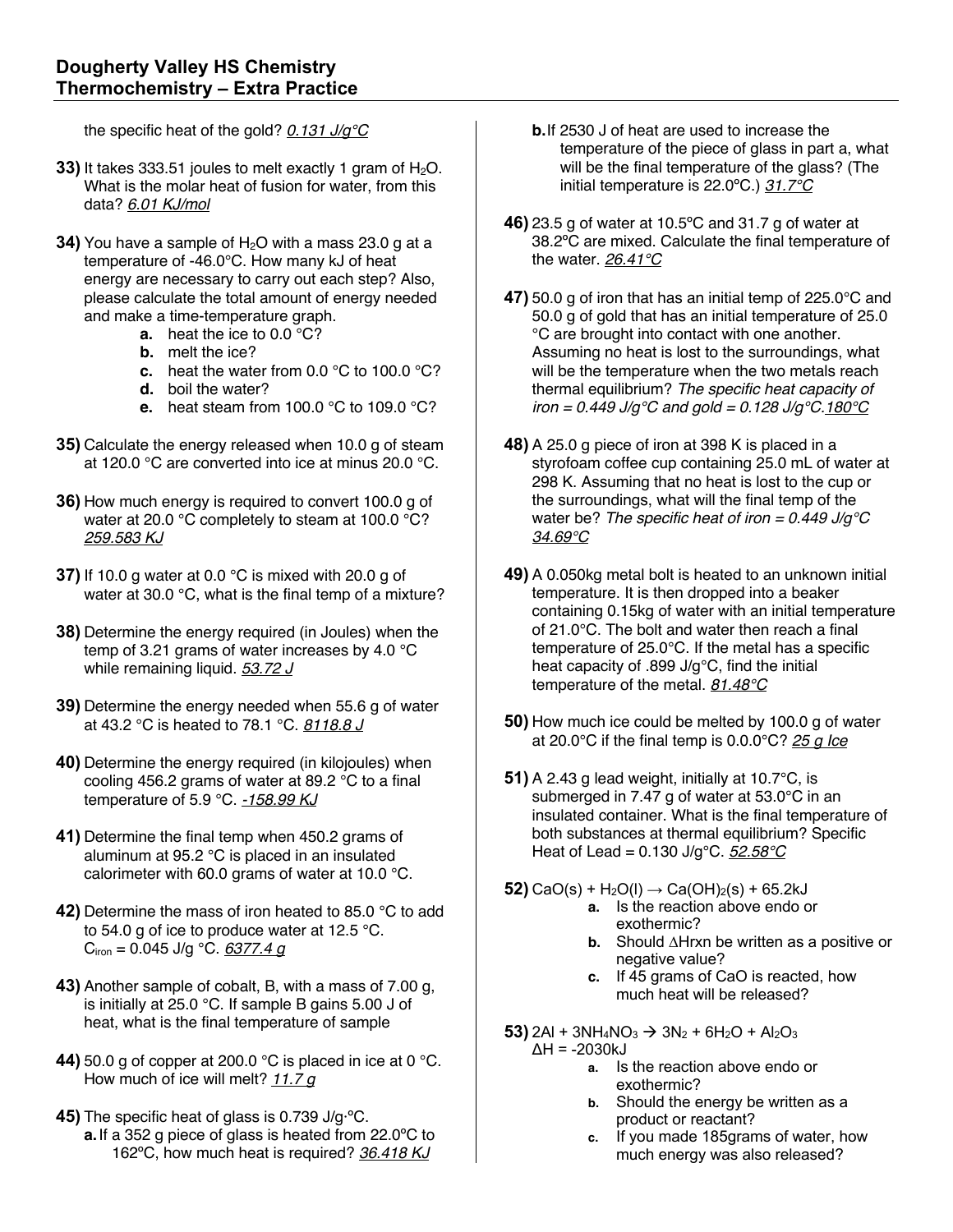# Dougherty Valley HS Chemistry
## Thermochemistry – Extra Practice

the specific heat of the gold? *0.131 J/g°C*

**33)** It takes 333.51 joules to melt exactly 1 gram of $H_2O$. What is the molar heat of fusion for water, from this data? *6.01 KJ/mol*

**34)** You have a sample of $H_2O$ with a mass 23.0 g at a temperature of -46.0°C. How many kJ of heat energy are necessary to carry out each step? Also, please calculate the total amount of energy needed and make a time-temperature graph.

- **a.** heat the ice to 0.0 °C?
- **b.** melt the ice?
- **c.** heat the water from 0.0 °C to 100.0 °C?
- **d.** boil the water?
- **e.** heat steam from 100.0 °C to 109.0 °C?

**35)** Calculate the energy released when 10.0 g of steam at 120.0 °C are converted into ice at minus 20.0 °C.

**36)** How much energy is required to convert 100.0 g of water at 20.0 °C completely to steam at 100.0 °C? *259.583 KJ*

**37)** If 10.0 g water at 0.0 °C is mixed with 20.0 g of water at 30.0 °C, what is the final temp of a mixture?

**38)** Determine the energy required (in Joules) when the temp of 3.21 grams of water increases by 4.0 °C while remaining liquid. *53.72 J*

**39)** Determine the energy needed when 55.6 g of water at 43.2 °C is heated to 78.1 °C. *8118.8 J*

**40)** Determine the energy required (in kilojoules) when cooling 456.2 grams of water at 89.2 °C to a final temperature of 5.9 °C. *-158.99 KJ*

**41)** Determine the final temp when 450.2 grams of aluminum at 95.2 °C is placed in an insulated calorimeter with 60.0 grams of water at 10.0 °C.

**42)** Determine the mass of iron heated to 85.0 °C to add to 54.0 g of ice to produce water at 12.5 °C. $C_{iron}$ = 0.045 J/g °C. *6377.4 g*

**43)** Another sample of cobalt, B, with a mass of 7.00 g, is initially at 25.0 °C. If sample B gains 5.00 J of heat, what is the final temperature of sample

**44)** 50.0 g of copper at 200.0 °C is placed in ice at 0 °C. How much of ice will melt? *11.7 g*

**45)** The specific heat of glass is 0.739 J/g·°C.

- **a.** If a 352 g piece of glass is heated from 22.0ºC to 162ºC, how much heat is required? *36.418 KJ*
- **b.** If 2530 J of heat are used to increase the temperature of the piece of glass in part a, what will be the final temperature of the glass? (The initial temperature is 22.0ºC.) *31.7ºC*

**46)** 23.5 g of water at 10.5ºC and 31.7 g of water at 38.2ºC are mixed. Calculate the final temperature of the water. *26.41°C*

**47)** 50.0 g of iron that has an initial temp of 225.0°C and 50.0 g of gold that has an initial temperature of 25.0 °C are brought into contact with one another. Assuming no heat is lost to the surroundings, what will be the temperature when the two metals reach thermal equilibrium? *The specific heat capacity of iron = 0.449 J/g°C and gold = 0.128 J/g°C.* *180°C*

**48)** A 25.0 g piece of iron at 398 K is placed in a styrofoam coffee cup containing 25.0 mL of water at 298 K. Assuming that no heat is lost to the cup or the surroundings, what will the final temp of the water be? *The specific heat of iron = 0.449 J/g°C* *34.69°C*

**49)** A 0.050kg metal bolt is heated to an unknown initial temperature. It is then dropped into a beaker containing 0.15kg of water with an initial temperature of 21.0°C. The bolt and water then reach a final temperature of 25.0°C. If the metal has a specific heat capacity of .899 J/g°C, find the initial temperature of the metal. *81.48°C*

**50)** How much ice could be melted by 100.0 g of water at 20.0°C if the final temp is 0.0.0°C? *25 g Ice*

**51)** A 2.43 g lead weight, initially at 10.7°C, is submerged in 7.47 g of water at 53.0°C in an insulated container. What is the final temperature of both substances at thermal equilibrium? Specific Heat of Lead = 0.130 J/g°C. *52.58°C*

**52)** $CaO(s) + H_2O(l) \rightarrow Ca(OH)_2(s)$ + 65.2kJ

- **a.** Is the reaction above endo or exothermic?
- **b.** Should $\Delta$Hrxn be written as a positive or negative value?
- **c.** If 45 grams of CaO is reacted, how much heat will be released?

**53)** $2Al + 3NH_4NO_3 \rightarrow 3N_2 + 6H_2O + Al_2O_3$
$\Delta$H = -2030kJ

- **a.** Is the reaction above endo or exothermic?
- **b.** Should the energy be written as a product or reactant?
- **c.** If you made 185grams of water, how much energy was also released?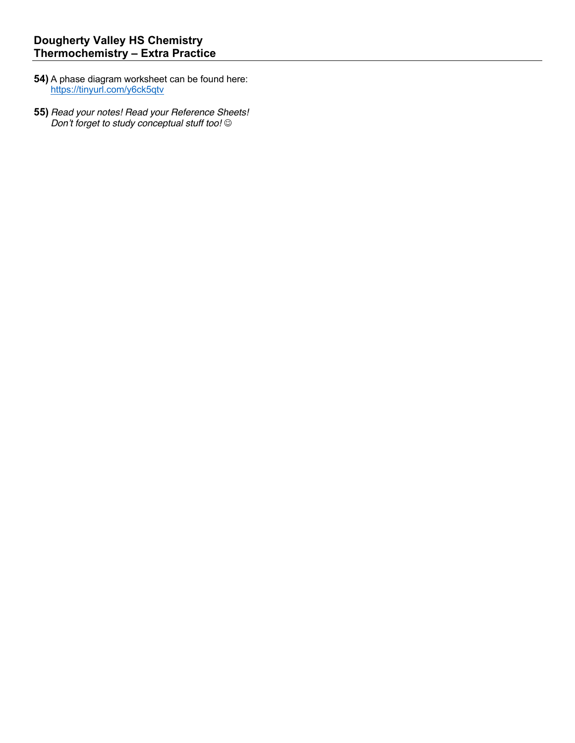**54)** A phase diagram worksheet can be found here:
https://tinyurl.com/y6ck5qtv

**55)** *Read your notes! Read your Reference Sheets!*
*Don't forget to study conceptual stuff too!* ☺